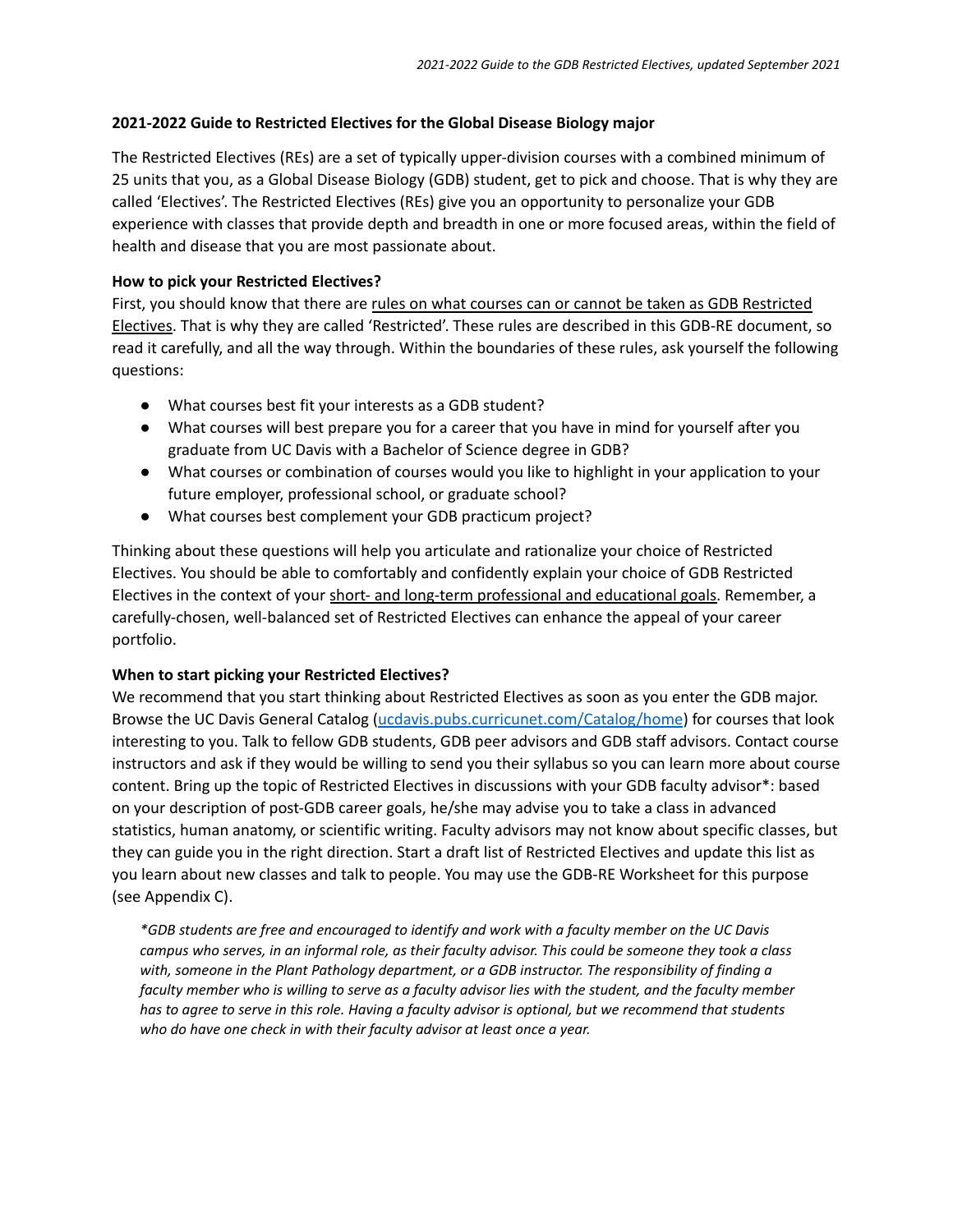**2021-2022 Guide to Restricted Electives for the Global Disease Biology major**

The Restricted Electives (REs) are a set of typically upper-division courses with a combined minimum of 25 units that you, as a Global Disease Biology (GDB) student, get to pick and choose. That is why they are called 'Electives'. The Restricted Electives (REs) give you an opportunity to personalize your GDB experience with classes that provide depth and breadth in one or more focused areas, within the field of health and disease that you are most passionate about.

**How to pick your Restricted Electives?**

First, you should know that there are rules on what courses can or cannot be taken as GDB Restricted Electives. That is why they are called 'Restricted'. These rules are described in this GDB-RE document, so read it carefully, and all the way through. Within the boundaries of these rules, ask yourself the following questions:

- What courses best fit your interests as a GDB student?
- What courses will best prepare you for a career that you have in mind for yourself after you graduate from UC Davis with a Bachelor of Science degree in GDB?
- What courses or combination of courses would you like to highlight in your application to your future employer, professional school, or graduate school?
- What courses best complement your GDB practicum project?

Thinking about these questions will help you articulate and rationalize your choice of Restricted Electives. You should be able to comfortably and confidently explain your choice of GDB Restricted Electives in the context of your short- and long-term professional and educational goals. Remember, a carefully-chosen, well-balanced set of Restricted Electives can enhance the appeal of your career portfolio.

**When to start picking your Restricted Electives?**

We recommend that you start thinking about Restricted Electives as soon as you enter the GDB major. Browse the UC Davis General Catalog ([ucdavis.pubs.curricunet.com/Catalog/home](ucdavis.pubs.curricunet.com/Catalog/home)) for courses that look interesting to you. Talk to fellow GDB students, GDB peer advisors and GDB staff advisors. Contact course instructors and ask if they would be willing to send you their syllabus so you can learn more about course content. Bring up the topic of Restricted Electives in discussions with your GDB faculty advisor*: based on your description of post-GDB career goals, he/she may advise you to take a class in advanced statistics, human anatomy, or scientific writing. Faculty advisors may not know about specific classes, but they can guide you in the right direction. Start a draft list of Restricted Electives and update this list as you learn about new classes and talk to people. You may use the GDB-RE Worksheet for this purpose (see Appendix C).

*\*GDB students are free and encouraged to identify and work with a faculty member on the UC Davis campus who serves, in an informal role, as their faculty advisor. This could be someone they took a class with, someone in the Plant Pathology department, or a GDB instructor. The responsibility of finding a faculty member who is willing to serve as a faculty advisor lies with the student, and the faculty member has to agree to serve in this role. Having a faculty advisor is optional, but we recommend that students who do have one check in with their faculty advisor at least once a year.*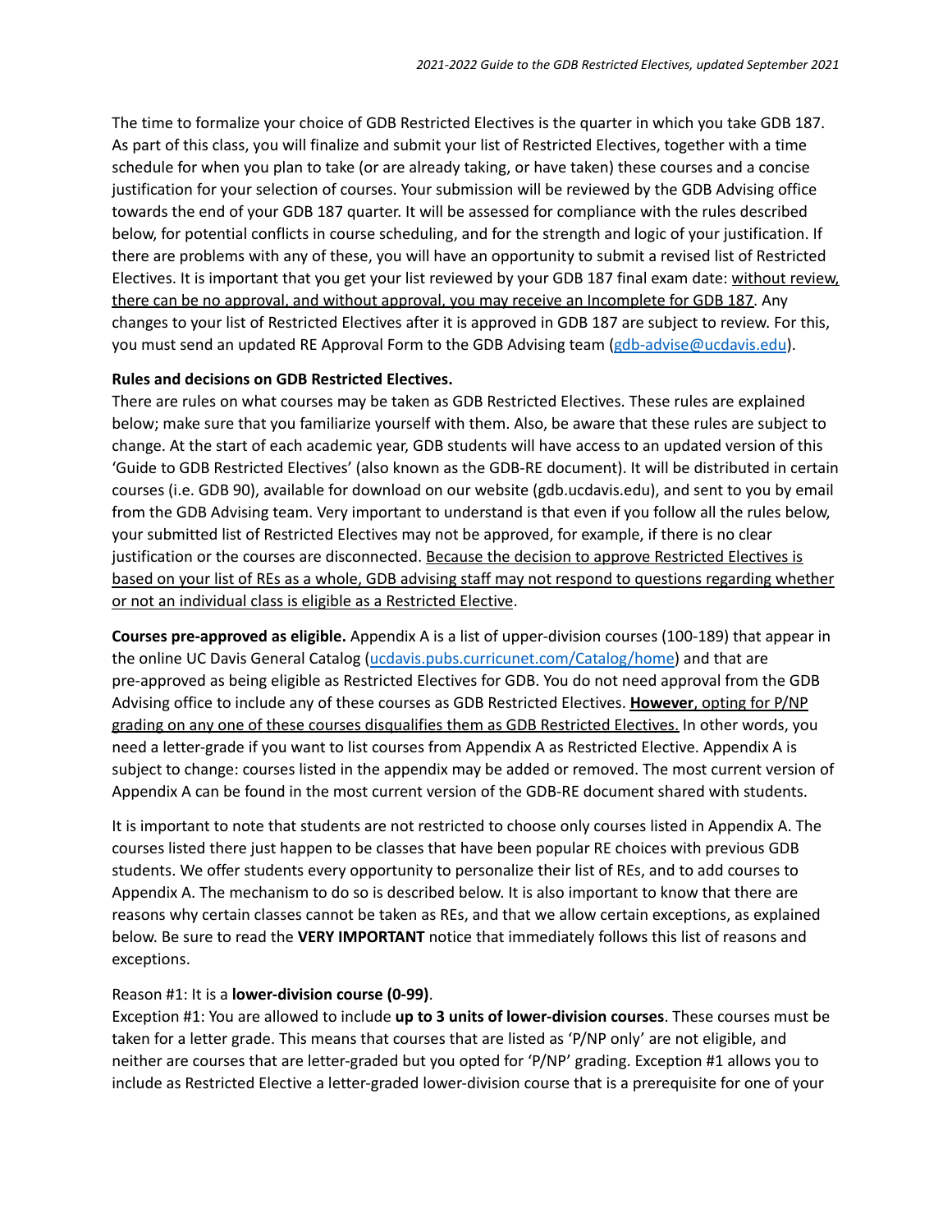The time to formalize your choice of GDB Restricted Electives is the quarter in which you take GDB 187. As part of this class, you will finalize and submit your list of Restricted Electives, together with a time schedule for when you plan to take (or are already taking, or have taken) these courses and a concise justification for your selection of courses. Your submission will be reviewed by the GDB Advising office towards the end of your GDB 187 quarter. It will be assessed for compliance with the rules described below, for potential conflicts in course scheduling, and for the strength and logic of your justification. If there are problems with any of these, you will have an opportunity to submit a revised list of Restricted Electives. It is important that you get your list reviewed by your GDB 187 final exam date: without review, there can be no approval, and without approval, you may receive an Incomplete for GDB 187. Any changes to your list of Restricted Electives after it is approved in GDB 187 are subject to review. For this, you must send an updated RE Approval Form to the GDB Advising team (gdb-advise@ucdavis.edu).

**Rules and decisions on GDB Restricted Electives.**

There are rules on what courses may be taken as GDB Restricted Electives. These rules are explained below; make sure that you familiarize yourself with them. Also, be aware that these rules are subject to change. At the start of each academic year, GDB students will have access to an updated version of this 'Guide to GDB Restricted Electives' (also known as the GDB-RE document). It will be distributed in certain courses (i.e. GDB 90), available for download on our website (gdb.ucdavis.edu), and sent to you by email from the GDB Advising team. Very important to understand is that even if you follow all the rules below, your submitted list of Restricted Electives may not be approved, for example, if there is no clear justification or the courses are disconnected. Because the decision to approve Restricted Electives is based on your list of REs as a whole, GDB advising staff may not respond to questions regarding whether or not an individual class is eligible as a Restricted Elective.

**Courses pre-approved as eligible.** Appendix A is a list of upper-division courses (100-189) that appear in the online UC Davis General Catalog (ucdavis.pubs.curricunet.com/Catalog/home) and that are pre-approved as being eligible as Restricted Electives for GDB. You do not need approval from the GDB Advising office to include any of these courses as GDB Restricted Electives. **However**, opting for P/NP grading on any one of these courses disqualifies them as GDB Restricted Electives. In other words, you need a letter-grade if you want to list courses from Appendix A as Restricted Elective. Appendix A is subject to change: courses listed in the appendix may be added or removed. The most current version of Appendix A can be found in the most current version of the GDB-RE document shared with students.

It is important to note that students are not restricted to choose only courses listed in Appendix A. The courses listed there just happen to be classes that have been popular RE choices with previous GDB students. We offer students every opportunity to personalize their list of REs, and to add courses to Appendix A. The mechanism to do so is described below. It is also important to know that there are reasons why certain classes cannot be taken as REs, and that we allow certain exceptions, as explained below. Be sure to read the **VERY IMPORTANT** notice that immediately follows this list of reasons and exceptions.

Reason #1: It is a **lower-division course (0-99)**.

Exception #1: You are allowed to include **up to 3 units of lower-division courses**. These courses must be taken for a letter grade. This means that courses that are listed as 'P/NP only' are not eligible, and neither are courses that are letter-graded but you opted for 'P/NP' grading. Exception #1 allows you to include as Restricted Elective a letter-graded lower-division course that is a prerequisite for one of your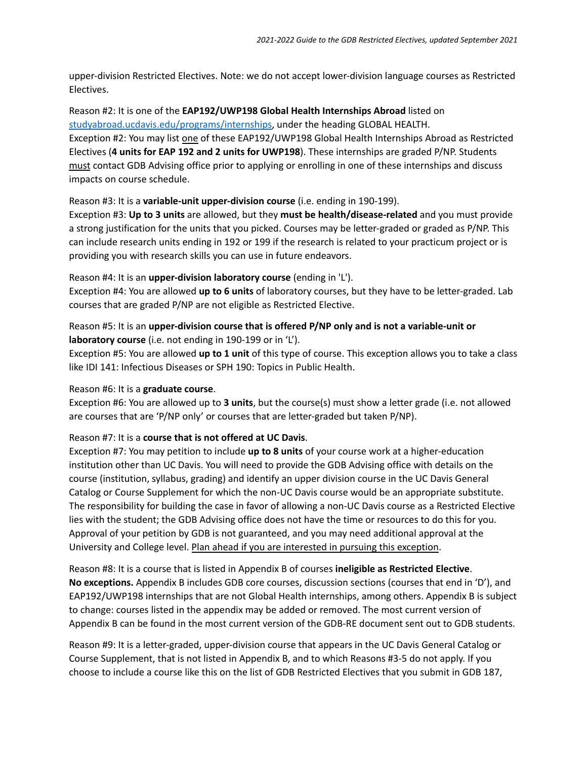upper-division Restricted Electives. Note: we do not accept lower-division language courses as Restricted Electives.

Reason #2: It is one of the **EAP192/UWP198 Global Health Internships Abroad** listed on [studyabroad.ucdavis.edu/programs/internships](studyabroad.ucdavis.edu/programs/internships), under the heading GLOBAL HEALTH.
Exception #2: You may list one of these EAP192/UWP198 Global Health Internships Abroad as Restricted Electives (**4 units for EAP 192 and 2 units for UWP198**). These internships are graded P/NP. Students must contact GDB Advising office prior to applying or enrolling in one of these internships and discuss impacts on course schedule.

Reason #3: It is a **variable-unit upper-division course** (i.e. ending in 190-199).
Exception #3: **Up to 3 units** are allowed, but they **must be health/disease-related** and you must provide a strong justification for the units that you picked. Courses may be letter-graded or graded as P/NP. This can include research units ending in 192 or 199 if the research is related to your practicum project or is providing you with research skills you can use in future endeavors.

Reason #4: It is an **upper-division laboratory course** (ending in 'L').
Exception #4: You are allowed **up to 6 units** of laboratory courses, but they have to be letter-graded. Lab courses that are graded P/NP are not eligible as Restricted Elective.

Reason #5: It is an **upper-division course that is offered P/NP only and is not a variable-unit or laboratory course** (i.e. not ending in 190-199 or in 'L').
Exception #5: You are allowed **up to 1 unit** of this type of course. This exception allows you to take a class like IDI 141: Infectious Diseases or SPH 190: Topics in Public Health.

Reason #6: It is a **graduate course**.
Exception #6: You are allowed up to **3 units**, but the course(s) must show a letter grade (i.e. not allowed are courses that are 'P/NP only' or courses that are letter-graded but taken P/NP).

Reason #7: It is a **course that is not offered at UC Davis**.
Exception #7: You may petition to include **up to 8 units** of your course work at a higher-education institution other than UC Davis. You will need to provide the GDB Advising office with details on the course (institution, syllabus, grading) and identify an upper division course in the UC Davis General Catalog or Course Supplement for which the non-UC Davis course would be an appropriate substitute. The responsibility for building the case in favor of allowing a non-UC Davis course as a Restricted Elective lies with the student; the GDB Advising office does not have the time or resources to do this for you. Approval of your petition by GDB is not guaranteed, and you may need additional approval at the University and College level. Plan ahead if you are interested in pursuing this exception.

Reason #8: It is a course that is listed in Appendix B of courses **ineligible as Restricted Elective**.
**No exceptions.** Appendix B includes GDB core courses, discussion sections (courses that end in 'D'), and EAP192/UWP198 internships that are not Global Health internships, among others. Appendix B is subject to change: courses listed in the appendix may be added or removed. The most current version of Appendix B can be found in the most current version of the GDB-RE document sent out to GDB students.

Reason #9: It is a letter-graded, upper-division course that appears in the UC Davis General Catalog or Course Supplement, that is not listed in Appendix B, and to which Reasons #3-5 do not apply. If you choose to include a course like this on the list of GDB Restricted Electives that you submit in GDB 187,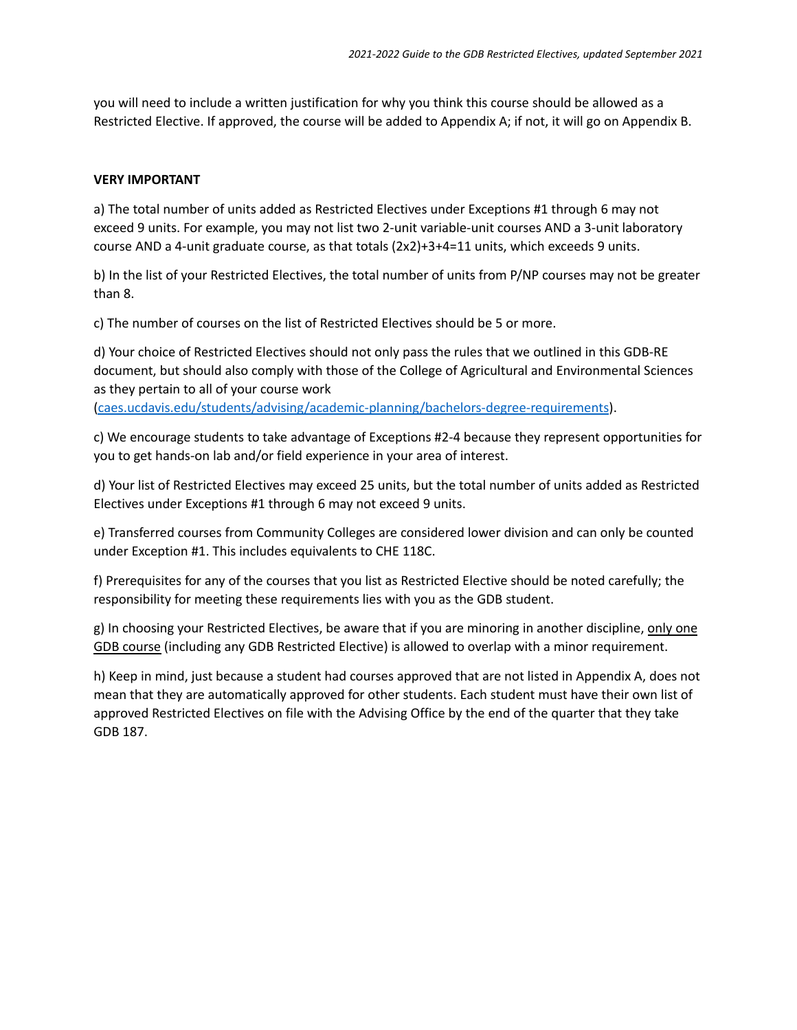you will need to include a written justification for why you think this course should be allowed as a Restricted Elective. If approved, the course will be added to Appendix A; if not, it will go on Appendix B.

**VERY IMPORTANT**

a) The total number of units added as Restricted Electives under Exceptions #1 through 6 may not exceed 9 units. For example, you may not list two 2-unit variable-unit courses AND a 3-unit laboratory course AND a 4-unit graduate course, as that totals (2x2)+3+4=11 units, which exceeds 9 units.

b) In the list of your Restricted Electives, the total number of units from P/NP courses may not be greater than 8.

c) The number of courses on the list of Restricted Electives should be 5 or more.

d) Your choice of Restricted Electives should not only pass the rules that we outlined in this GDB-RE document, but should also comply with those of the College of Agricultural and Environmental Sciences as they pertain to all of your course work (caes.ucdavis.edu/students/advising/academic-planning/bachelors-degree-requirements).

c) We encourage students to take advantage of Exceptions #2-4 because they represent opportunities for you to get hands-on lab and/or field experience in your area of interest.

d) Your list of Restricted Electives may exceed 25 units, but the total number of units added as Restricted Electives under Exceptions #1 through 6 may not exceed 9 units.

e) Transferred courses from Community Colleges are considered lower division and can only be counted under Exception #1. This includes equivalents to CHE 118C.

f) Prerequisites for any of the courses that you list as Restricted Elective should be noted carefully; the responsibility for meeting these requirements lies with you as the GDB student.

g) In choosing your Restricted Electives, be aware that if you are minoring in another discipline, <u>only one GDB course</u> (including any GDB Restricted Elective) is allowed to overlap with a minor requirement.

h) Keep in mind, just because a student had courses approved that are not listed in Appendix A, does not mean that they are automatically approved for other students. Each student must have their own list of approved Restricted Electives on file with the Advising Office by the end of the quarter that they take GDB 187.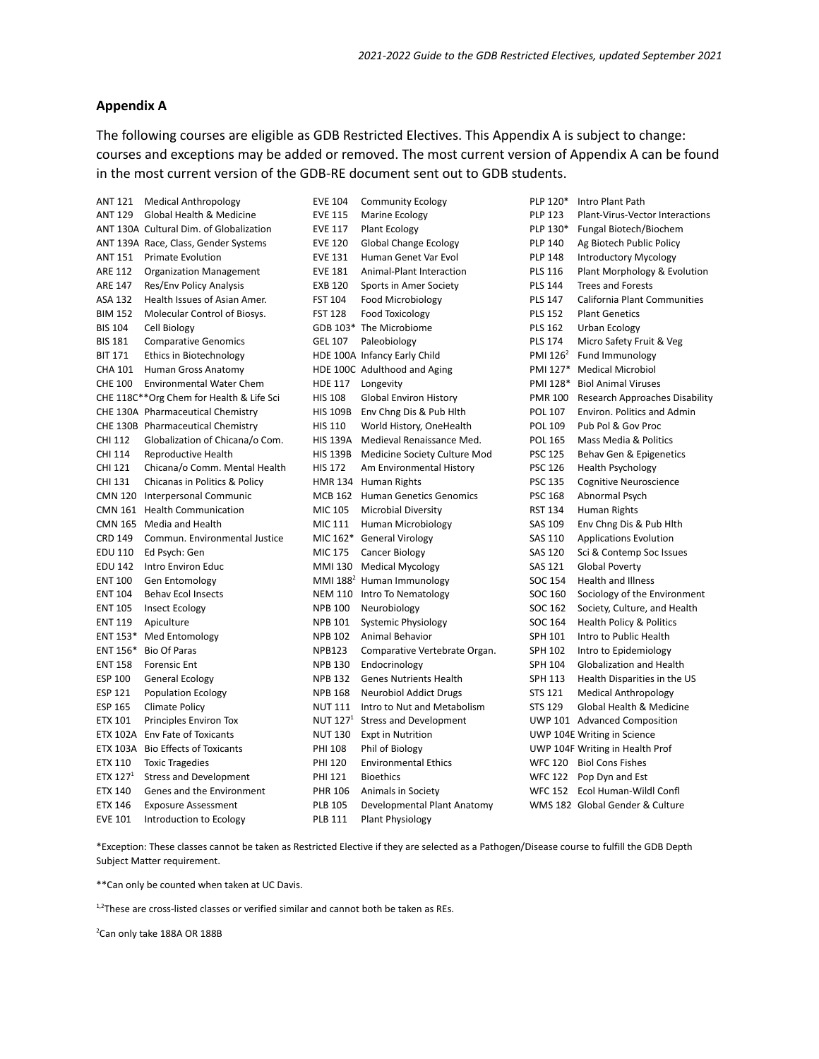## Appendix A

The following courses are eligible as GDB Restricted Electives. This Appendix A is subject to change: courses and exceptions may be added or removed. The most current version of Appendix A can be found in the most current version of the GDB-RE document sent out to GDB students.

| Course | Title |
|---|---|
| ANT 121 | Medical Anthropology |
| ANT 129 | Global Health & Medicine |
| ANT 130A | Cultural Dim. of Globalization |
| ANT 139A | Race, Class, Gender Systems |
| ANT 151 | Primate Evolution |
| ARE 112 | Organization Management |
| ARE 147 | Res/Env Policy Analysis |
| ASA 132 | Health Issues of Asian Amer. |
| BIM 152 | Molecular Control of Biosys. |
| BIS 104 | Cell Biology |
| BIS 181 | Comparative Genomics |
| BIT 171 | Ethics in Biotechnology |
| CHA 101 | Human Gross Anatomy |
| CHE 100 | Environmental Water Chem |
| CHE 118C** | Org Chem for Health & Life Sci |
| CHE 130A | Pharmaceutical Chemistry |
| CHE 130B | Pharmaceutical Chemistry |
| CHI 112 | Globalization of Chicana/o Com. |
| CHI 114 | Reproductive Health |
| CHI 121 | Chicana/o Comm. Mental Health |
| CHI 131 | Chicanas in Politics & Policy |
| CMN 120 | Interpersonal Communic |
| CMN 161 | Health Communication |
| CMN 165 | Media and Health |
| CRD 149 | Commun. Environmental Justice |
| EDU 110 | Ed Psych: Gen |
| EDU 142 | Intro Environ Educ |
| ENT 100 | Gen Entomology |
| ENT 104 | Behav Ecol Insects |
| ENT 105 | Insect Ecology |
| ENT 119 | Apiculture |
| ENT 153* | Med Entomology |
| ENT 156* | Bio Of Paras |
| ENT 158 | Forensic Ent |
| ESP 100 | General Ecology |
| ESP 121 | Population Ecology |
| ESP 165 | Climate Policy |
| ETX 101 | Principles Environ Tox |
| ETX 102A | Env Fate of Toxicants |
| ETX 103A | Bio Effects of Toxicants |
| ETX 110 | Toxic Tragedies |
| ETX 127[1] | Stress and Development |
| ETX 140 | Genes and the Environment |
| ETX 146 | Exposure Assessment |
| EVE 101 | Introduction to Ecology |
| EVE 104 | Community Ecology |
| EVE 115 | Marine Ecology |
| EVE 117 | Plant Ecology |
| EVE 120 | Global Change Ecology |
| EVE 131 | Human Genet Var Evol |
| EVE 181 | Animal-Plant Interaction |
| EXB 120 | Sports in Amer Society |
| FST 104 | Food Microbiology |
| FST 128 | Food Toxicology |
| GDB 103* | The Microbiome |
| GEL 107 | Paleobiology |
| HDE 100A | Infancy Early Child |
| HDE 100C | Adulthood and Aging |
| HDE 117 | Longevity |
| HIS 108 | Global Environ History |
| HIS 109B | Env Chng Dis & Pub Hlth |
| HIS 110 | World History, OneHealth |
| HIS 139A | Medieval Renaissance Med. |
| HIS 139B | Medicine Society Culture Mod |
| HIS 172 | Am Environmental History |
| HMR 134 | Human Rights |
| MCB 162 | Human Genetics Genomics |
| MIC 105 | Microbial Diversity |
| MIC 111 | Human Microbiology |
| MIC 162* | General Virology |
| MIC 175 | Cancer Biology |
| MMI 130 | Medical Mycology |
| MMI 188[2] | Human Immunology |
| NEM 110 | Intro To Nematology |
| NPB 100 | Neurobiology |
| NPB 101 | Systemic Physiology |
| NPB 102 | Animal Behavior |
| NPB123 | Comparative Vertebrate Organ. |
| NPB 130 | Endocrinology |
| NPB 132 | Genes Nutrients Health |
| NPB 168 | Neurobiol Addict Drugs |
| NUT 111 | Intro to Nut and Metabolism |
| NUT 127[1] | Stress and Development |
| NUT 130 | Expt in Nutrition |
| PHI 108 | Phil of Biology |
| PHI 120 | Environmental Ethics |
| PHI 121 | Bioethics |
| PHR 106 | Animals in Society |
| PLB 105 | Developmental Plant Anatomy |
| PLB 111 | Plant Physiology |
| PLP 120* | Intro Plant Path |
| PLP 123 | Plant-Virus-Vector Interactions |
| PLP 130* | Fungal Biotech/Biochem |
| PLP 140 | Ag Biotech Public Policy |
| PLP 148 | Introductory Mycology |
| PLS 116 | Plant Morphology & Evolution |
| PLS 144 | Trees and Forests |
| PLS 147 | California Plant Communities |
| PLS 152 | Plant Genetics |
| PLS 162 | Urban Ecology |
| PLS 174 | Micro Safety Fruit & Veg |
| PMI 126[2] | Fund Immunology |
| PMI 127* | Medical Microbiol |
| PMI 128* | Biol Animal Viruses |
| PMR 100 | Research Approaches Disability |
| POL 107 | Environ. Politics and Admin |
| POL 109 | Pub Pol & Gov Proc |
| POL 165 | Mass Media & Politics |
| PSC 125 | Behav Gen & Epigenetics |
| PSC 126 | Health Psychology |
| PSC 135 | Cognitive Neuroscience |
| PSC 168 | Abnormal Psych |
| RST 134 | Human Rights |
| SAS 109 | Env Chng Dis & Pub Hlth |
| SAS 110 | Applications Evolution |
| SAS 120 | Sci & Contemp Soc Issues |
| SAS 121 | Global Poverty |
| SOC 154 | Health and Illness |
| SOC 160 | Sociology of the Environment |
| SOC 162 | Society, Culture, and Health |
| SOC 164 | Health Policy & Politics |
| SPH 101 | Intro to Public Health |
| SPH 102 | Intro to Epidemiology |
| SPH 104 | Globalization and Health |
| SPH 113 | Health Disparities in the US |
| STS 121 | Medical Anthropology |
| STS 129 | Global Health & Medicine |
| UWP 101 | Advanced Composition |
| UWP 104E | Writing in Science |
| UWP 104F | Writing in Health Prof |
| WFC 120 | Biol Cons Fishes |
| WFC 122 | Pop Dyn and Est |
| WFC 152 | Ecol Human-Wildl Confl |
| WMS 182 | Global Gender & Culture |

*Exception: These classes cannot be taken as Restricted Elective if they are selected as a Pathogen/Disease course to fulfill the GDB Depth Subject Matter requirement.

**Can only be counted when taken at UC Davis.

[1,2]These are cross-listed classes or verified similar and cannot both be taken as REs.

[2]Can only take 188A OR 188B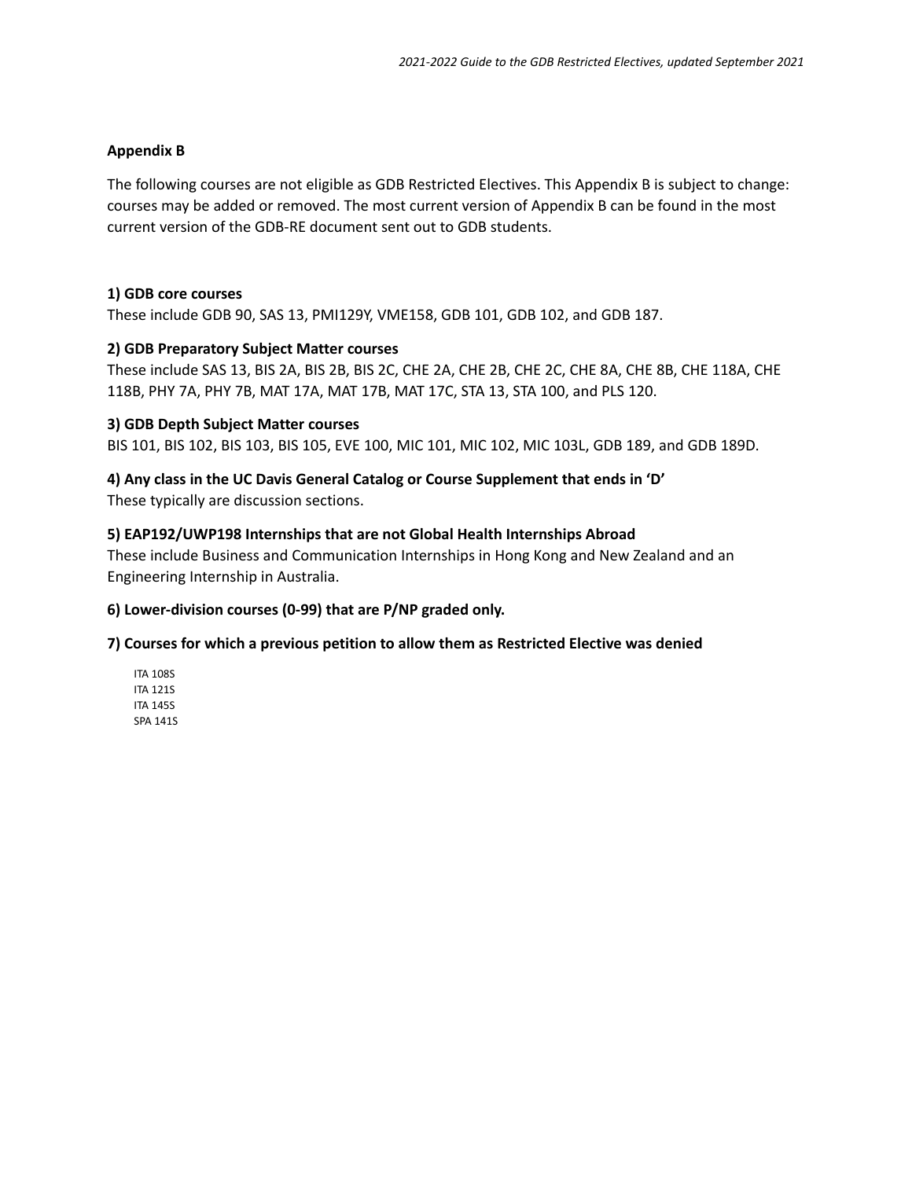## Appendix B

The following courses are not eligible as GDB Restricted Electives. This Appendix B is subject to change: courses may be added or removed. The most current version of Appendix B can be found in the most current version of the GDB-RE document sent out to GDB students.

### 1) GDB core courses

These include GDB 90, SAS 13, PMI129Y, VME158, GDB 101, GDB 102, and GDB 187.

### 2) GDB Preparatory Subject Matter courses

These include SAS 13, BIS 2A, BIS 2B, BIS 2C, CHE 2A, CHE 2B, CHE 2C, CHE 8A, CHE 8B, CHE 118A, CHE 118B, PHY 7A, PHY 7B, MAT 17A, MAT 17B, MAT 17C, STA 13, STA 100, and PLS 120.

### 3) GDB Depth Subject Matter courses

BIS 101, BIS 102, BIS 103, BIS 105, EVE 100, MIC 101, MIC 102, MIC 103L, GDB 189, and GDB 189D.

### 4) Any class in the UC Davis General Catalog or Course Supplement that ends in 'D'

These typically are discussion sections.

### 5) EAP192/UWP198 Internships that are not Global Health Internships Abroad

These include Business and Communication Internships in Hong Kong and New Zealand and an Engineering Internship in Australia.

### 6) Lower-division courses (0-99) that are P/NP graded only.

### 7) Courses for which a previous petition to allow them as Restricted Elective was denied

- ITA 108S
- ITA 121S
- ITA 145S
- SPA 141S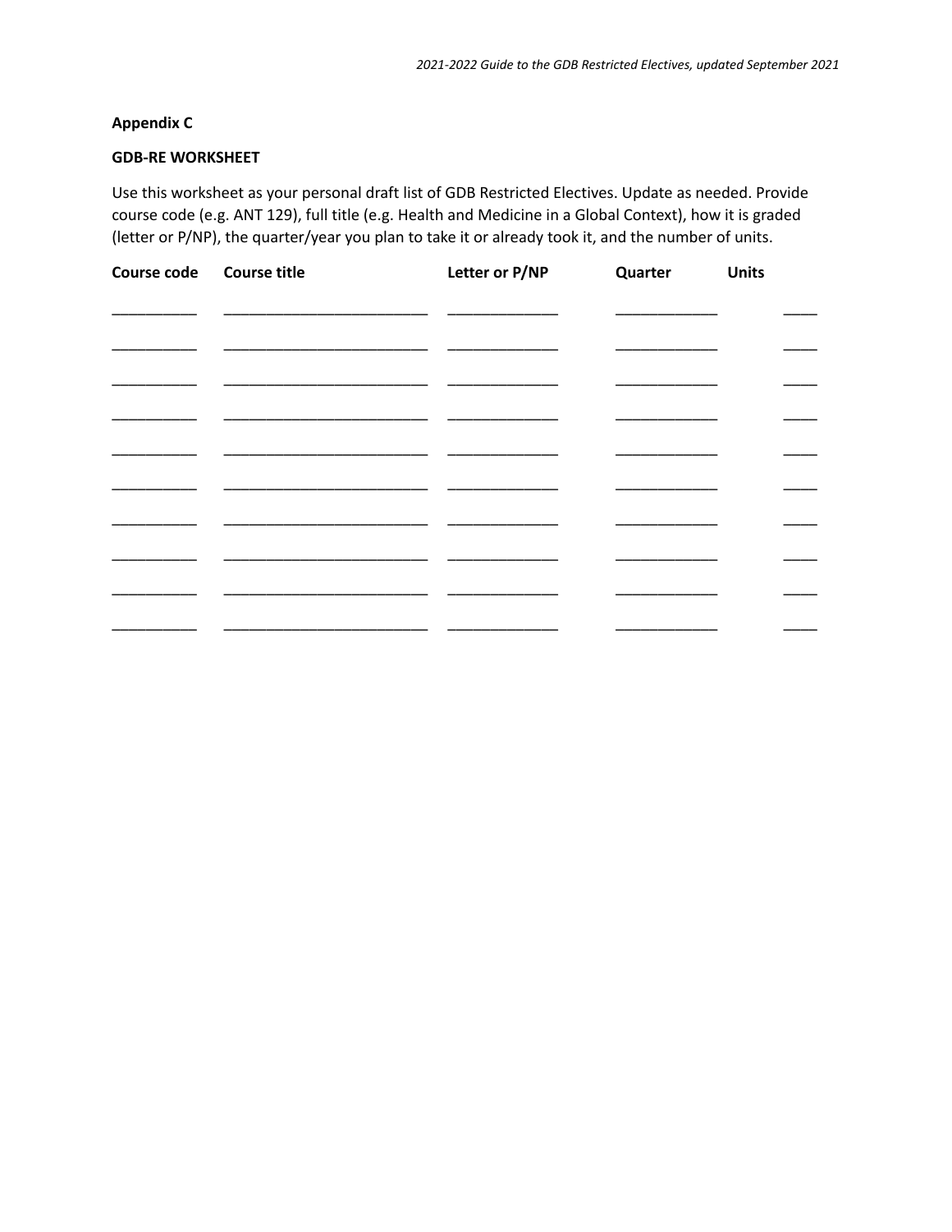**Appendix C**

**GDB-RE WORKSHEET**

Use this worksheet as your personal draft list of GDB Restricted Electives. Update as needed. Provide course code (e.g. ANT 129), full title (e.g. Health and Medicine in a Global Context), how it is graded (letter or P/NP), the quarter/year you plan to take it or already took it, and the number of units.

| Course code | Course title | Letter or P/NP | Quarter | Units |
|---|---|---|---|---|
| __________ | ________________________ | _____________ | ____________ | ____ |
| __________ | ________________________ | _____________ | ____________ | ____ |
| __________ | ________________________ | _____________ | ____________ | ____ |
| __________ | ________________________ | _____________ | ____________ | ____ |
| __________ | ________________________ | _____________ | ____________ | ____ |
| __________ | ________________________ | _____________ | ____________ | ____ |
| __________ | ________________________ | _____________ | ____________ | ____ |
| __________ | ________________________ | _____________ | ____________ | ____ |
| __________ | ________________________ | _____________ | ____________ | ____ |
| __________ | ________________________ | _____________ | ____________ | ____ |